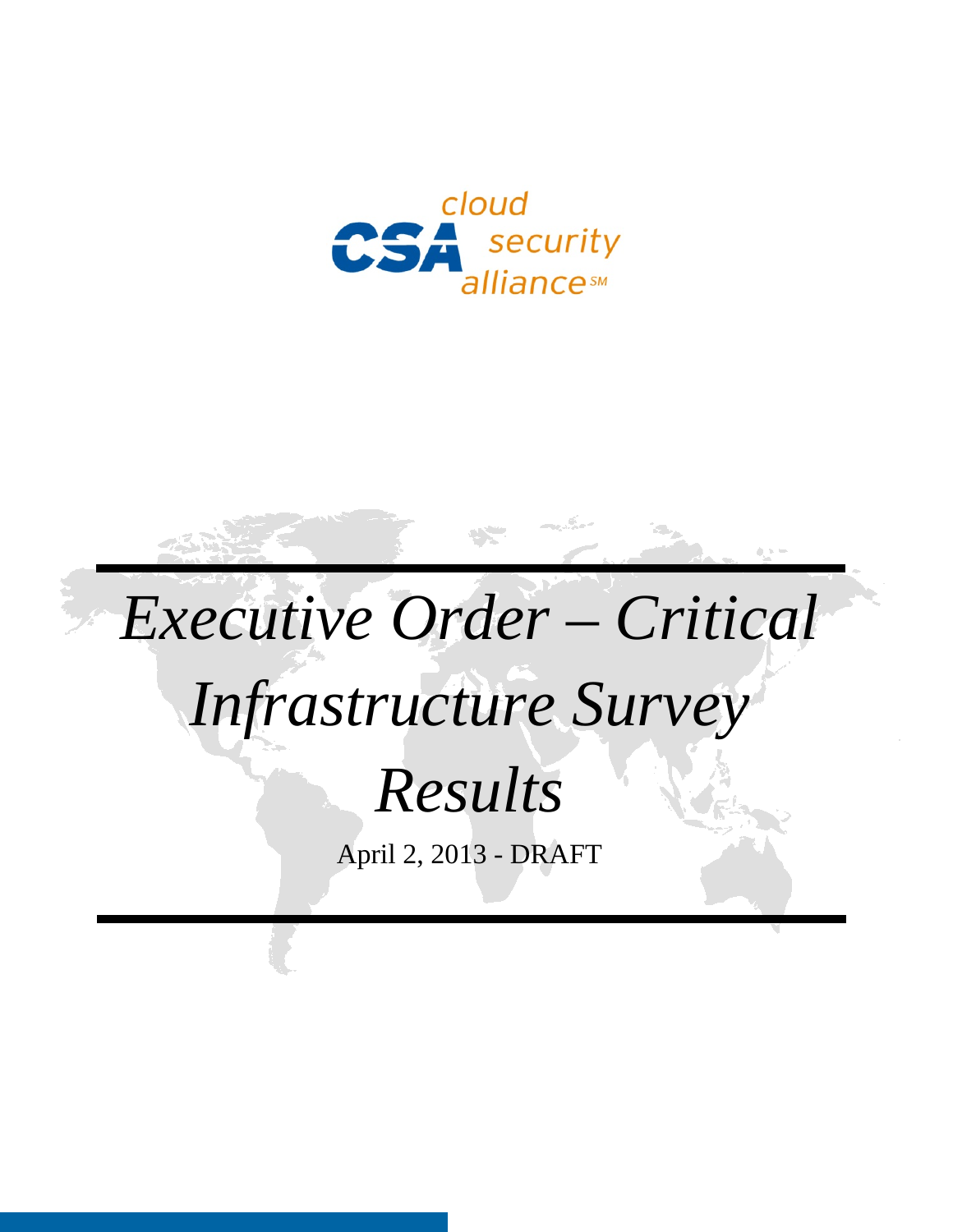cloud security alliance

# *Executive Order – Critical Infrastructure Survey Results*

April 2, 2013 - DRAFT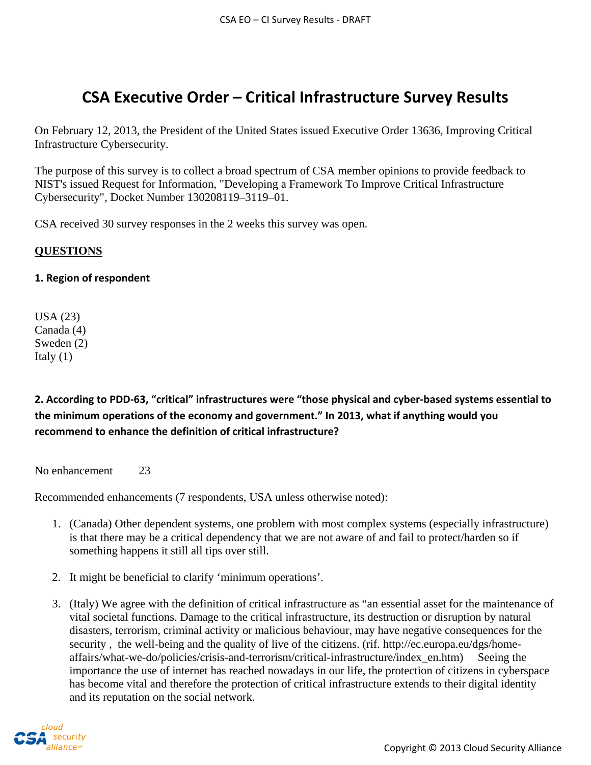# CSA Executive Order – Critical Infrastructure Survey Results

On February 12, 2013, the President of the United States issued Executive Order 13636, Improving Critical Infrastructure Cybersecurity.

The purpose of this survey is to collect a broad spectrum of CSA member opinions to provide feedback to NIST's issued Request for Information, "Developing a Framework To Improve Critical Infrastructure Cybersecurity", Docket Number 130208119–3119–01.

CSA received 30 survey responses in the 2 weeks this survey was open.

## QUESTIONS

### 1. Region of respondent

USA (23)
Canada (4)
Sweden (2)
Italy (1)

### 2. According to PDD-63, "critical" infrastructures were "those physical and cyber-based systems essential to the minimum operations of the economy and government." In 2013, what if anything would you recommend to enhance the definition of critical infrastructure?

No enhancement 23

Recommended enhancements (7 respondents, USA unless otherwise noted):

1. (Canada) Other dependent systems, one problem with most complex systems (especially infrastructure) is that there may be a critical dependency that we are not aware of and fail to protect/harden so if something happens it still all tips over still.

2. It might be beneficial to clarify 'minimum operations'.

3. (Italy) We agree with the definition of critical infrastructure as "an essential asset for the maintenance of vital societal functions. Damage to the critical infrastructure, its destruction or disruption by natural disasters, terrorism, criminal activity or malicious behaviour, may have negative consequences for the security , the well-being and the quality of live of the citizens. (rif. http://ec.europa.eu/dgs/home-affairs/what-we-do/policies/crisis-and-terrorism/critical-infrastructure/index_en.htm) Seeing the importance the use of internet has reached nowadays in our life, the protection of citizens in cyberspace has become vital and therefore the protection of critical infrastructure extends to their digital identity and its reputation on the social network.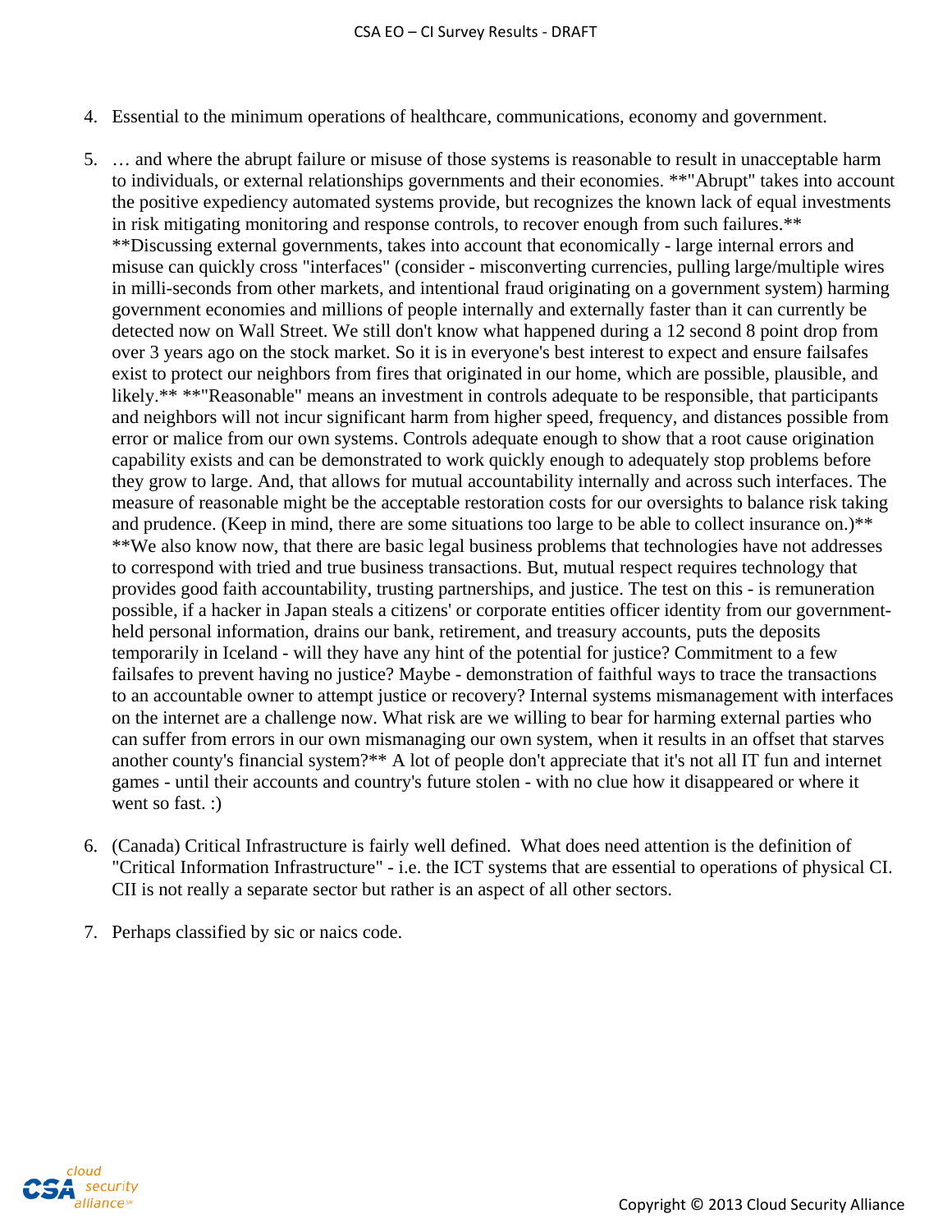4. Essential to the minimum operations of healthcare, communications, economy and government.

5. … and where the abrupt failure or misuse of those systems is reasonable to result in unacceptable harm to individuals, or external relationships governments and their economies. **"Abrupt" takes into account the positive expediency automated systems provide, but recognizes the known lack of equal investments in risk mitigating monitoring and response controls, to recover enough from such failures.** **Discussing external governments, takes into account that economically - large internal errors and misuse can quickly cross "interfaces" (consider - misconverting currencies, pulling large/multiple wires in milli-seconds from other markets, and intentional fraud originating on a government system) harming government economies and millions of people internally and externally faster than it can currently be detected now on Wall Street. We still don't know what happened during a 12 second 8 point drop from over 3 years ago on the stock market. So it is in everyone's best interest to expect and ensure failsafes exist to protect our neighbors from fires that originated in our home, which are possible, plausible, and likely.** **"Reasonable" means an investment in controls adequate to be responsible, that participants and neighbors will not incur significant harm from higher speed, frequency, and distances possible from error or malice from our own systems. Controls adequate enough to show that a root cause origination capability exists and can be demonstrated to work quickly enough to adequately stop problems before they grow to large. And, that allows for mutual accountability internally and across such interfaces. The measure of reasonable might be the acceptable restoration costs for our oversights to balance risk taking and prudence. (Keep in mind, there are some situations too large to be able to collect insurance on.)** **We also know now, that there are basic legal business problems that technologies have not addresses to correspond with tried and true business transactions. But, mutual respect requires technology that provides good faith accountability, trusting partnerships, and justice. The test on this - is remuneration possible, if a hacker in Japan steals a citizens' or corporate entities officer identity from our government-held personal information, drains our bank, retirement, and treasury accounts, puts the deposits temporarily in Iceland - will they have any hint of the potential for justice? Commitment to a few failsafes to prevent having no justice? Maybe - demonstration of faithful ways to trace the transactions to an accountable owner to attempt justice or recovery? Internal systems mismanagement with interfaces on the internet are a challenge now. What risk are we willing to bear for harming external parties who can suffer from errors in our own mismanaging our own system, when it results in an offset that starves another county's financial system?** A lot of people don't appreciate that it's not all IT fun and internet games - until their accounts and country's future stolen - with no clue how it disappeared or where it went so fast. :)

6. (Canada) Critical Infrastructure is fairly well defined. What does need attention is the definition of "Critical Information Infrastructure" - i.e. the ICT systems that are essential to operations of physical CI. CII is not really a separate sector but rather is an aspect of all other sectors.

7. Perhaps classified by sic or naics code.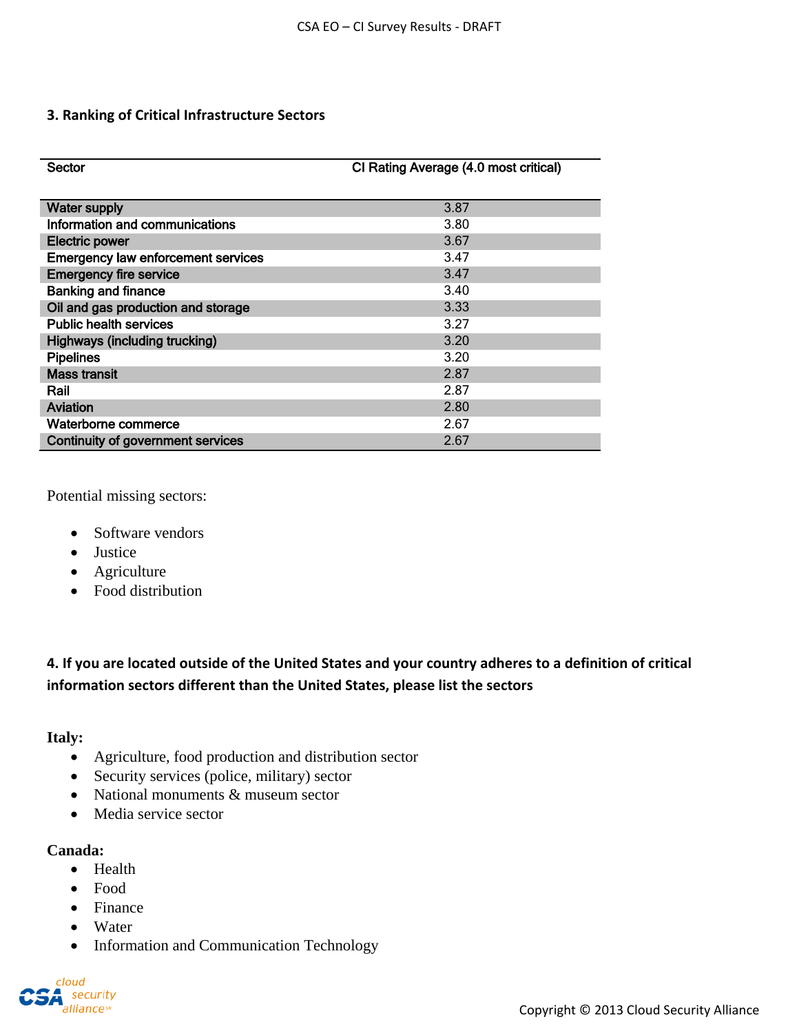### 3. Ranking of Critical Infrastructure Sectors

| Sector | CI Rating Average (4.0 most critical) |
|---|---|
| Water supply | 3.87 |
| Information and communications | 3.80 |
| Electric power | 3.67 |
| Emergency law enforcement services | 3.47 |
| Emergency fire service | 3.47 |
| Banking and finance | 3.40 |
| Oil and gas production and storage | 3.33 |
| Public health services | 3.27 |
| Highways (including trucking) | 3.20 |
| Pipelines | 3.20 |
| Mass transit | 2.87 |
| Rail | 2.87 |
| Aviation | 2.80 |
| Waterborne commerce | 2.67 |
| Continuity of government services | 2.67 |

Potential missing sectors:

- Software vendors
- Justice
- Agriculture
- Food distribution

### 4. If you are located outside of the United States and your country adheres to a definition of critical information sectors different than the United States, please list the sectors

**Italy:**

- Agriculture, food production and distribution sector
- Security services (police, military) sector
- National monuments & museum sector
- Media service sector

**Canada:**

- Health
- Food
- Finance
- Water
- Information and Communication Technology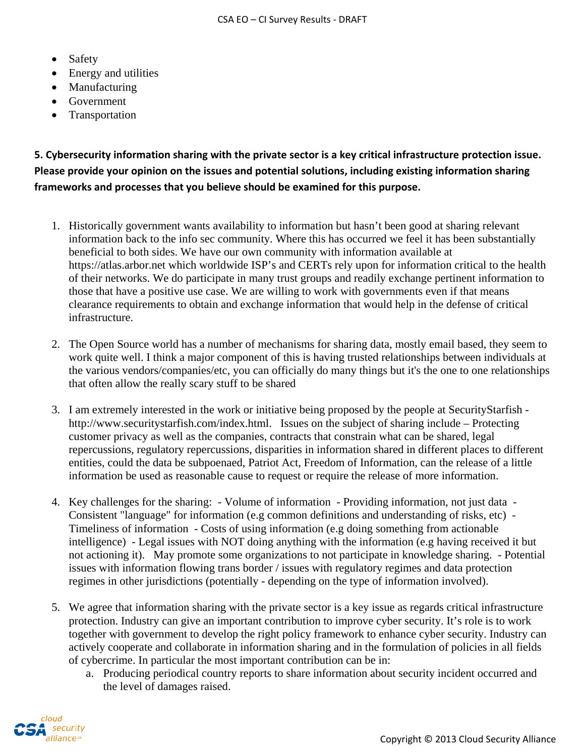- Safety
- Energy and utilities
- Manufacturing
- Government
- Transportation

**5. Cybersecurity information sharing with the private sector is a key critical infrastructure protection issue. Please provide your opinion on the issues and potential solutions, including existing information sharing frameworks and processes that you believe should be examined for this purpose.**

1. Historically government wants availability to information but hasn't been good at sharing relevant information back to the info sec community. Where this has occurred we feel it has been substantially beneficial to both sides. We have our own community with information available at https://atlas.arbor.net which worldwide ISP's and CERTs rely upon for information critical to the health of their networks. We do participate in many trust groups and readily exchange pertinent information to those that have a positive use case. We are willing to work with governments even if that means clearance requirements to obtain and exchange information that would help in the defense of critical infrastructure.

2. The Open Source world has a number of mechanisms for sharing data, mostly email based, they seem to work quite well. I think a major component of this is having trusted relationships between individuals at the various vendors/companies/etc, you can officially do many things but it's the one to one relationships that often allow the really scary stuff to be shared

3. I am extremely interested in the work or initiative being proposed by the people at SecurityStarfish - http://www.securitystarfish.com/index.html. Issues on the subject of sharing include – Protecting customer privacy as well as the companies, contracts that constrain what can be shared, legal repercussions, regulatory repercussions, disparities in information shared in different places to different entities, could the data be subpoenaed, Patriot Act, Freedom of Information, can the release of a little information be used as reasonable cause to request or require the release of more information.

4. Key challenges for the sharing: - Volume of information - Providing information, not just data - Consistent "language" for information (e.g common definitions and understanding of risks, etc) - Timeliness of information - Costs of using information (e.g doing something from actionable intelligence) - Legal issues with NOT doing anything with the information (e.g having received it but not actioning it). May promote some organizations to not participate in knowledge sharing. - Potential issues with information flowing trans border / issues with regulatory regimes and data protection regimes in other jurisdictions (potentially - depending on the type of information involved).

5. We agree that information sharing with the private sector is a key issue as regards critical infrastructure protection. Industry can give an important contribution to improve cyber security. It's role is to work together with government to develop the right policy framework to enhance cyber security. Industry can actively cooperate and collaborate in information sharing and in the formulation of policies in all fields of cybercrime. In particular the most important contribution can be in:
   a. Producing periodical country reports to share information about security incident occurred and the level of damages raised.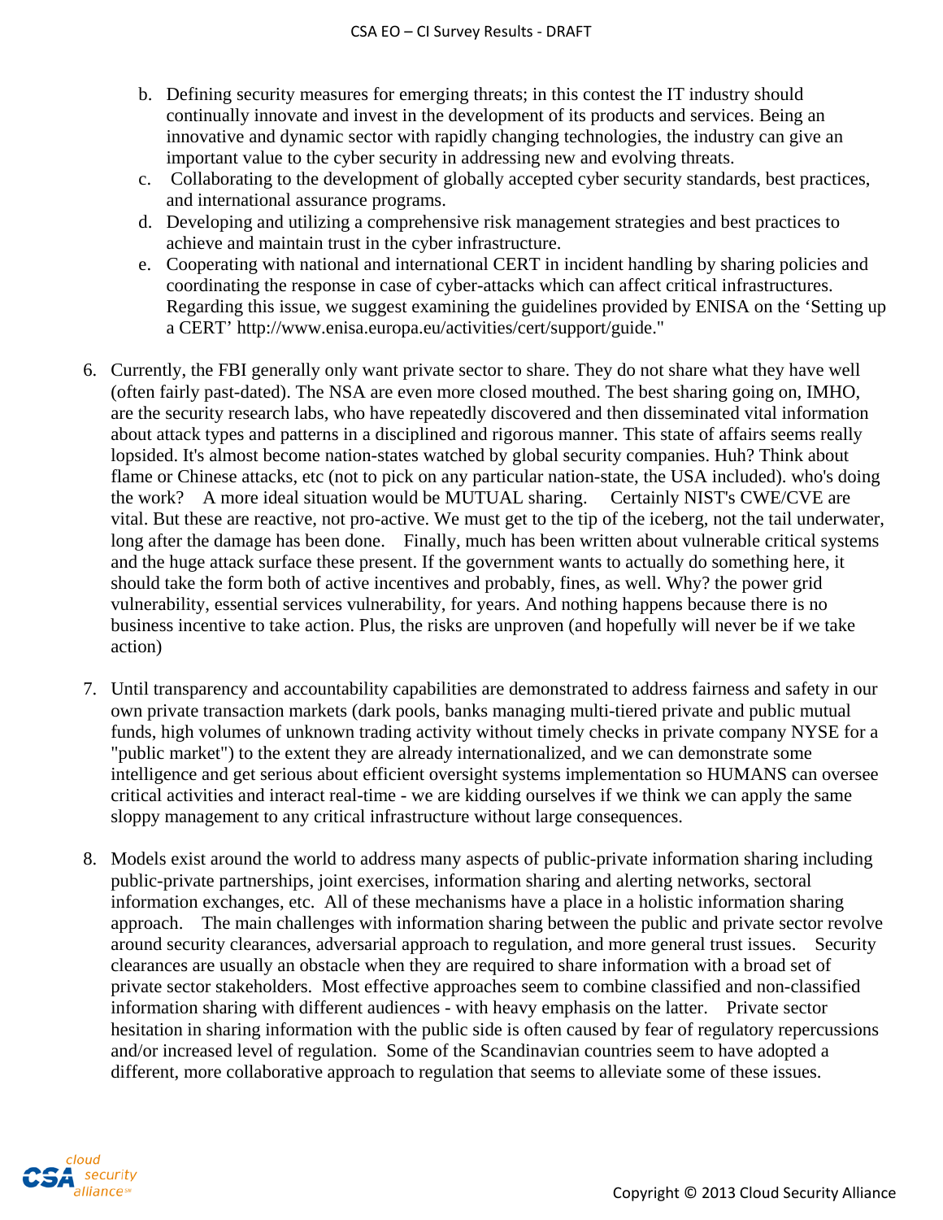b. Defining security measures for emerging threats; in this contest the IT industry should continually innovate and invest in the development of its products and services. Being an innovative and dynamic sector with rapidly changing technologies, the industry can give an important value to the cyber security in addressing new and evolving threats.
c. Collaborating to the development of globally accepted cyber security standards, best practices, and international assurance programs.
d. Developing and utilizing a comprehensive risk management strategies and best practices to achieve and maintain trust in the cyber infrastructure.
e. Cooperating with national and international CERT in incident handling by sharing policies and coordinating the response in case of cyber-attacks which can affect critical infrastructures. Regarding this issue, we suggest examining the guidelines provided by ENISA on the 'Setting up a CERT' http://www.enisa.europa.eu/activities/cert/support/guide."

6. Currently, the FBI generally only want private sector to share. They do not share what they have well (often fairly past-dated). The NSA are even more closed mouthed. The best sharing going on, IMHO, are the security research labs, who have repeatedly discovered and then disseminated vital information about attack types and patterns in a disciplined and rigorous manner. This state of affairs seems really lopsided. It's almost become nation-states watched by global security companies. Huh? Think about flame or Chinese attacks, etc (not to pick on any particular nation-state, the USA included). who's doing the work? A more ideal situation would be MUTUAL sharing. Certainly NIST's CWE/CVE are vital. But these are reactive, not pro-active. We must get to the tip of the iceberg, not the tail underwater, long after the damage has been done. Finally, much has been written about vulnerable critical systems and the huge attack surface these present. If the government wants to actually do something here, it should take the form both of active incentives and probably, fines, as well. Why? the power grid vulnerability, essential services vulnerability, for years. And nothing happens because there is no business incentive to take action. Plus, the risks are unproven (and hopefully will never be if we take action)

7. Until transparency and accountability capabilities are demonstrated to address fairness and safety in our own private transaction markets (dark pools, banks managing multi-tiered private and public mutual funds, high volumes of unknown trading activity without timely checks in private company NYSE for a "public market") to the extent they are already internationalized, and we can demonstrate some intelligence and get serious about efficient oversight systems implementation so HUMANS can oversee critical activities and interact real-time - we are kidding ourselves if we think we can apply the same sloppy management to any critical infrastructure without large consequences.

8. Models exist around the world to address many aspects of public-private information sharing including public-private partnerships, joint exercises, information sharing and alerting networks, sectoral information exchanges, etc. All of these mechanisms have a place in a holistic information sharing approach. The main challenges with information sharing between the public and private sector revolve around security clearances, adversarial approach to regulation, and more general trust issues. Security clearances are usually an obstacle when they are required to share information with a broad set of private sector stakeholders. Most effective approaches seem to combine classified and non-classified information sharing with different audiences - with heavy emphasis on the latter. Private sector hesitation in sharing information with the public side is often caused by fear of regulatory repercussions and/or increased level of regulation. Some of the Scandinavian countries seem to have adopted a different, more collaborative approach to regulation that seems to alleviate some of these issues.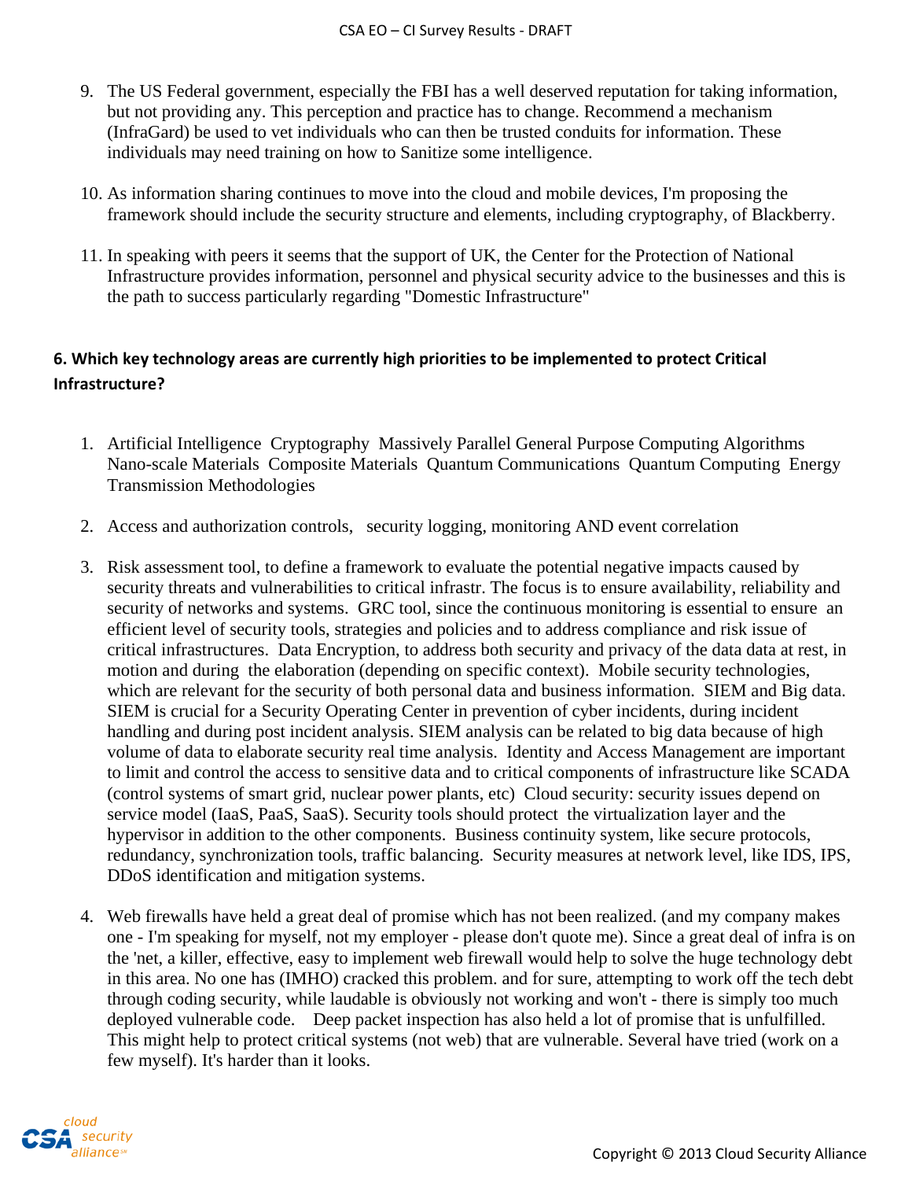9. The US Federal government, especially the FBI has a well deserved reputation for taking information, but not providing any. This perception and practice has to change. Recommend a mechanism (InfraGard) be used to vet individuals who can then be trusted conduits for information. These individuals may need training on how to Sanitize some intelligence.

10. As information sharing continues to move into the cloud and mobile devices, I'm proposing the framework should include the security structure and elements, including cryptography, of Blackberry.

11. In speaking with peers it seems that the support of UK, the Center for the Protection of National Infrastructure provides information, personnel and physical security advice to the businesses and this is the path to success particularly regarding "Domestic Infrastructure"

**6. Which key technology areas are currently high priorities to be implemented to protect Critical Infrastructure?**

1. Artificial Intelligence Cryptography Massively Parallel General Purpose Computing Algorithms Nano-scale Materials Composite Materials Quantum Communications Quantum Computing Energy Transmission Methodologies

2. Access and authorization controls, security logging, monitoring AND event correlation

3. Risk assessment tool, to define a framework to evaluate the potential negative impacts caused by security threats and vulnerabilities to critical infrastr. The focus is to ensure availability, reliability and security of networks and systems. GRC tool, since the continuous monitoring is essential to ensure an efficient level of security tools, strategies and policies and to address compliance and risk issue of critical infrastructures. Data Encryption, to address both security and privacy of the data data at rest, in motion and during the elaboration (depending on specific context). Mobile security technologies, which are relevant for the security of both personal data and business information. SIEM and Big data. SIEM is crucial for a Security Operating Center in prevention of cyber incidents, during incident handling and during post incident analysis. SIEM analysis can be related to big data because of high volume of data to elaborate security real time analysis. Identity and Access Management are important to limit and control the access to sensitive data and to critical components of infrastructure like SCADA (control systems of smart grid, nuclear power plants, etc) Cloud security: security issues depend on service model (IaaS, PaaS, SaaS). Security tools should protect the virtualization layer and the hypervisor in addition to the other components. Business continuity system, like secure protocols, redundancy, synchronization tools, traffic balancing. Security measures at network level, like IDS, IPS, DDoS identification and mitigation systems.

4. Web firewalls have held a great deal of promise which has not been realized. (and my company makes one - I'm speaking for myself, not my employer - please don't quote me). Since a great deal of infra is on the 'net, a killer, effective, easy to implement web firewall would help to solve the huge technology debt in this area. No one has (IMHO) cracked this problem. and for sure, attempting to work off the tech debt through coding security, while laudable is obviously not working and won't - there is simply too much deployed vulnerable code. Deep packet inspection has also held a lot of promise that is unfulfilled. This might help to protect critical systems (not web) that are vulnerable. Several have tried (work on a few myself). It's harder than it looks.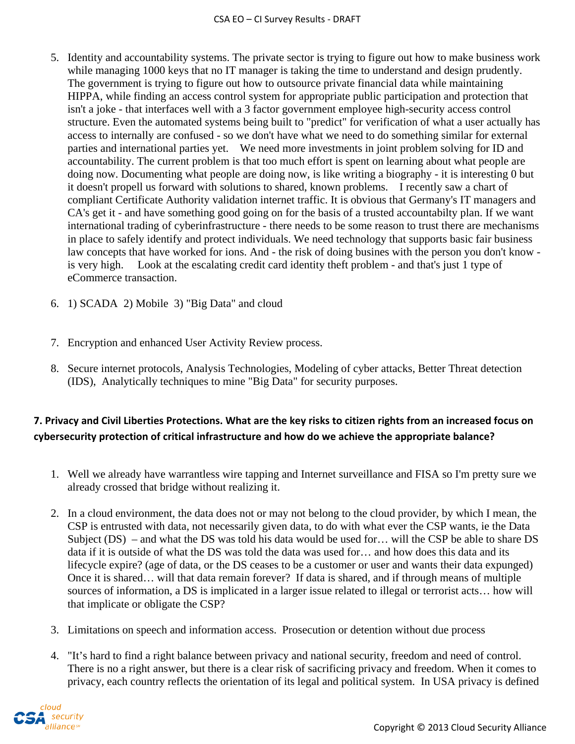5. Identity and accountability systems. The private sector is trying to figure out how to make business work while managing 1000 keys that no IT manager is taking the time to understand and design prudently. The government is trying to figure out how to outsource private financial data while maintaining HIPPA, while finding an access control system for appropriate public participation and protection that isn't a joke - that interfaces well with a 3 factor government employee high-security access control structure. Even the automated systems being built to "predict" for verification of what a user actually has access to internally are confused - so we don't have what we need to do something similar for external parties and international parties yet. We need more investments in joint problem solving for ID and accountability. The current problem is that too much effort is spent on learning about what people are doing now. Documenting what people are doing now, is like writing a biography - it is interesting 0 but it doesn't propell us forward with solutions to shared, known problems. I recently saw a chart of compliant Certificate Authority validation internet traffic. It is obvious that Germany's IT managers and CA's get it - and have something good going on for the basis of a trusted accountabilty plan. If we want international trading of cyberinfrastructure - there needs to be some reason to trust there are mechanisms in place to safely identify and protect individuals. We need technology that supports basic fair business law concepts that have worked for ions. And - the risk of doing busines with the person you don't know - is very high. Look at the escalating credit card identity theft problem - and that's just 1 type of eCommerce transaction.

6. 1) SCADA 2) Mobile 3) "Big Data" and cloud

7. Encryption and enhanced User Activity Review process.

8. Secure internet protocols, Analysis Technologies, Modeling of cyber attacks, Better Threat detection (IDS), Analytically techniques to mine "Big Data" for security purposes.

**7. Privacy and Civil Liberties Protections. What are the key risks to citizen rights from an increased focus on cybersecurity protection of critical infrastructure and how do we achieve the appropriate balance?**

1. Well we already have warrantless wire tapping and Internet surveillance and FISA so I'm pretty sure we already crossed that bridge without realizing it.

2. In a cloud environment, the data does not or may not belong to the cloud provider, by which I mean, the CSP is entrusted with data, not necessarily given data, to do with what ever the CSP wants, ie the Data Subject (DS) – and what the DS was told his data would be used for… will the CSP be able to share DS data if it is outside of what the DS was told the data was used for… and how does this data and its lifecycle expire? (age of data, or the DS ceases to be a customer or user and wants their data expunged) Once it is shared… will that data remain forever? If data is shared, and if through means of multiple sources of information, a DS is implicated in a larger issue related to illegal or terrorist acts… how will that implicate or obligate the CSP?

3. Limitations on speech and information access. Prosecution or detention without due process

4. "It's hard to find a right balance between privacy and national security, freedom and need of control. There is no a right answer, but there is a clear risk of sacrificing privacy and freedom. When it comes to privacy, each country reflects the orientation of its legal and political system. In USA privacy is defined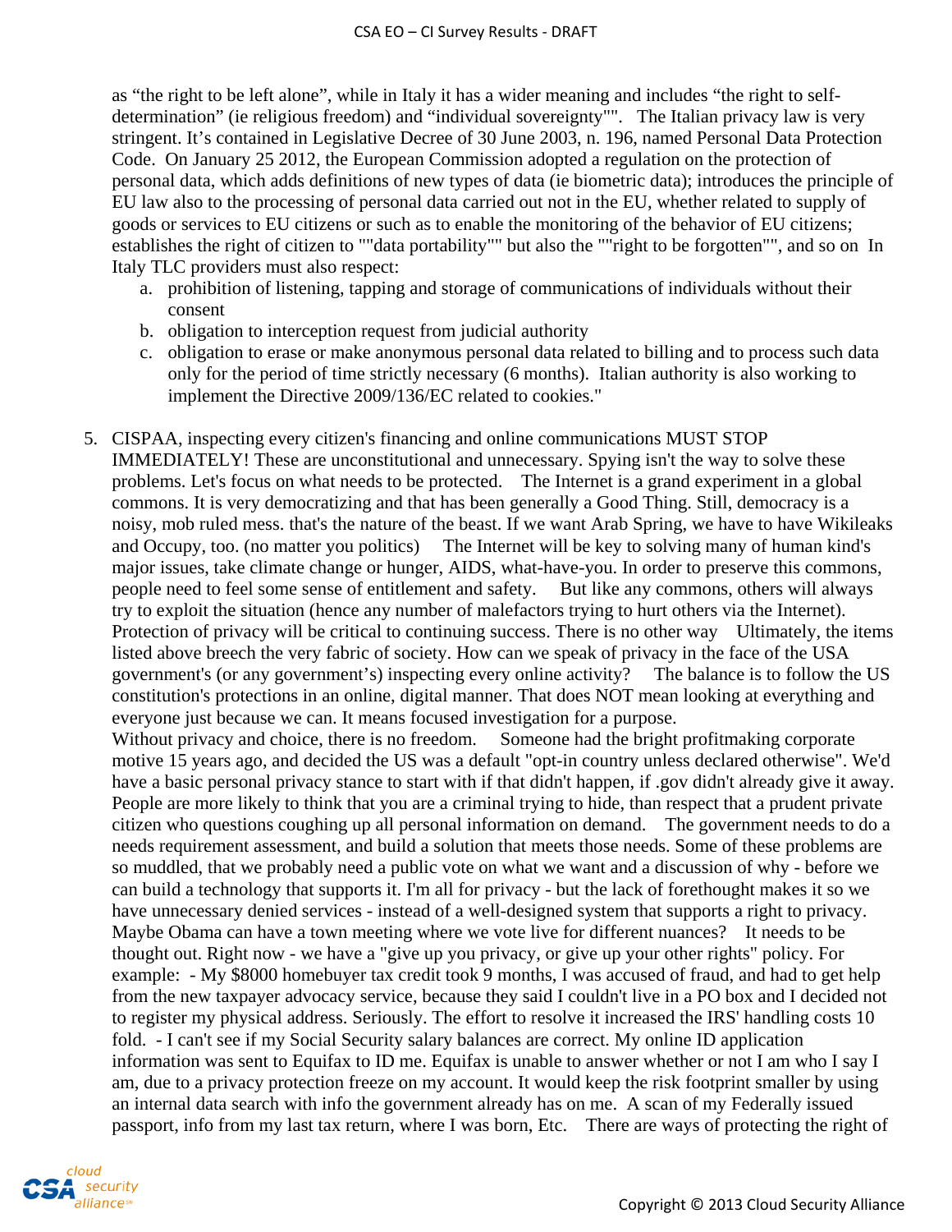as "the right to be left alone", while in Italy it has a wider meaning and includes "the right to self-determination" (ie religious freedom) and "individual sovereignty"". The Italian privacy law is very stringent. It's contained in Legislative Decree of 30 June 2003, n. 196, named Personal Data Protection Code. On January 25 2012, the European Commission adopted a regulation on the protection of personal data, which adds definitions of new types of data (ie biometric data); introduces the principle of EU law also to the processing of personal data carried out not in the EU, whether related to supply of goods or services to EU citizens or such as to enable the monitoring of the behavior of EU citizens; establishes the right of citizen to ""data portability"" but also the ""right to be forgotten"", and so on In Italy TLC providers must also respect:

   a. prohibition of listening, tapping and storage of communications of individuals without their consent
   b. obligation to interception request from judicial authority
   c. obligation to erase or make anonymous personal data related to billing and to process such data only for the period of time strictly necessary (6 months). Italian authority is also working to implement the Directive 2009/136/EC related to cookies."

5. CISPAA, inspecting every citizen's financing and online communications MUST STOP IMMEDIATELY! These are unconstitutional and unnecessary. Spying isn't the way to solve these problems. Let's focus on what needs to be protected. The Internet is a grand experiment in a global commons. It is very democratizing and that has been generally a Good Thing. Still, democracy is a noisy, mob ruled mess. that's the nature of the beast. If we want Arab Spring, we have to have Wikileaks and Occupy, too. (no matter you politics) The Internet will be key to solving many of human kind's major issues, take climate change or hunger, AIDS, what-have-you. In order to preserve this commons, people need to feel some sense of entitlement and safety. But like any commons, others will always try to exploit the situation (hence any number of malefactors trying to hurt others via the Internet). Protection of privacy will be critical to continuing success. There is no other way Ultimately, the items listed above breech the very fabric of society. How can we speak of privacy in the face of the USA government's (or any government's) inspecting every online activity? The balance is to follow the US constitution's protections in an online, digital manner. That does NOT mean looking at everything and everyone just because we can. It means focused investigation for a purpose.
   Without privacy and choice, there is no freedom. Someone had the bright profitmaking corporate motive 15 years ago, and decided the US was a default "opt-in country unless declared otherwise". We'd have a basic personal privacy stance to start with if that didn't happen, if .gov didn't already give it away. People are more likely to think that you are a criminal trying to hide, than respect that a prudent private citizen who questions coughing up all personal information on demand. The government needs to do a needs requirement assessment, and build a solution that meets those needs. Some of these problems are so muddled, that we probably need a public vote on what we want and a discussion of why - before we can build a technology that supports it. I'm all for privacy - but the lack of forethought makes it so we have unnecessary denied services - instead of a well-designed system that supports a right to privacy. Maybe Obama can have a town meeting where we vote live for different nuances? It needs to be thought out. Right now - we have a "give up you privacy, or give up your other rights" policy. For example: - My $8000 homebuyer tax credit took 9 months, I was accused of fraud, and had to get help from the new taxpayer advocacy service, because they said I couldn't live in a PO box and I decided not to register my physical address. Seriously. The effort to resolve it increased the IRS' handling costs 10 fold. - I can't see if my Social Security salary balances are correct. My online ID application information was sent to Equifax to ID me. Equifax is unable to answer whether or not I am who I say I am, due to a privacy protection freeze on my account. It would keep the risk footprint smaller by using an internal data search with info the government already has on me. A scan of my Federally issued passport, info from my last tax return, where I was born, Etc. There are ways of protecting the right of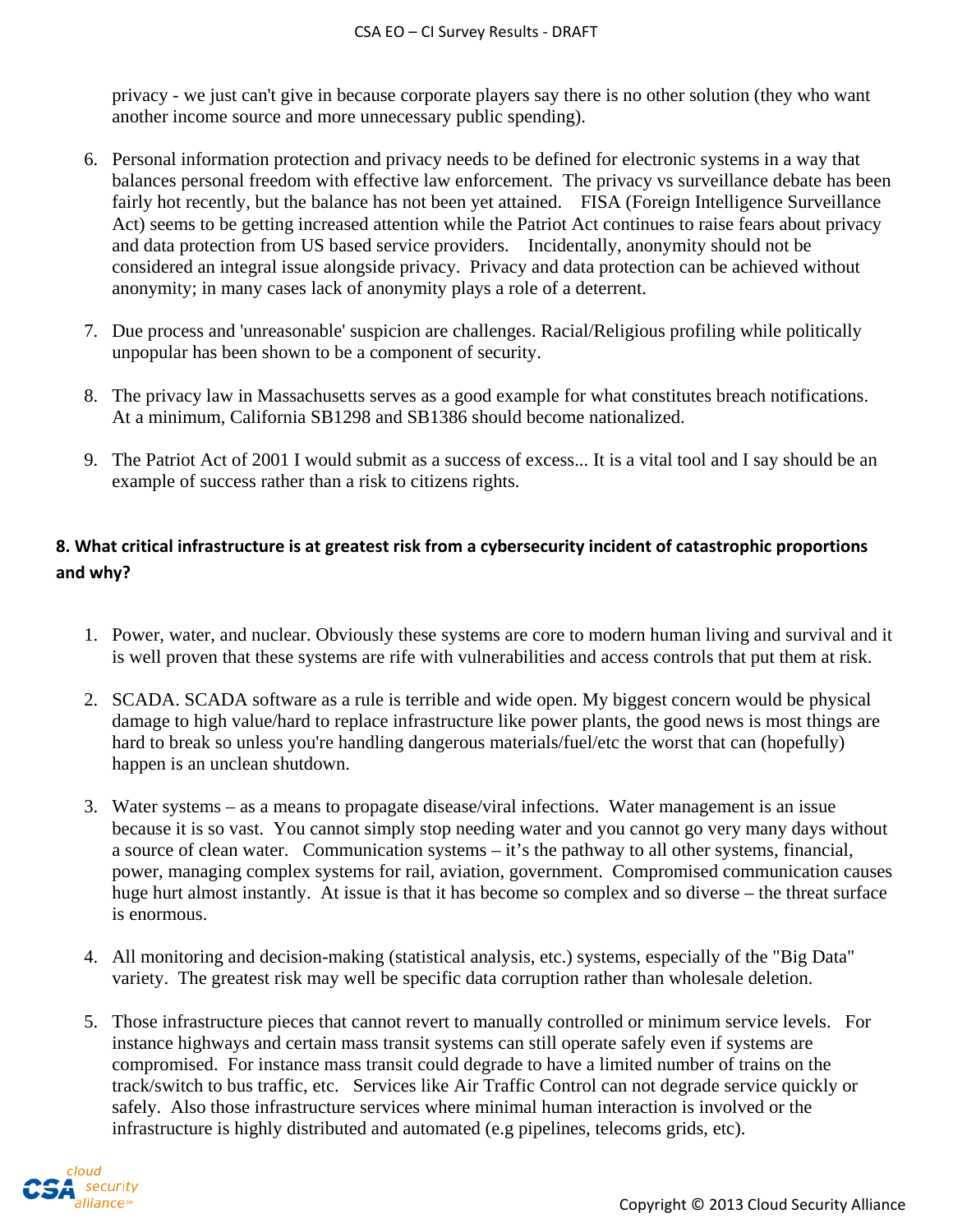privacy - we just can't give in because corporate players say there is no other solution (they who want another income source and more unnecessary public spending).

6. Personal information protection and privacy needs to be defined for electronic systems in a way that balances personal freedom with effective law enforcement. The privacy vs surveillance debate has been fairly hot recently, but the balance has not been yet attained. FISA (Foreign Intelligence Surveillance Act) seems to be getting increased attention while the Patriot Act continues to raise fears about privacy and data protection from US based service providers. Incidentally, anonymity should not be considered an integral issue alongside privacy. Privacy and data protection can be achieved without anonymity; in many cases lack of anonymity plays a role of a deterrent.

7. Due process and 'unreasonable' suspicion are challenges. Racial/Religious profiling while politically unpopular has been shown to be a component of security.

8. The privacy law in Massachusetts serves as a good example for what constitutes breach notifications. At a minimum, California SB1298 and SB1386 should become nationalized.

9. The Patriot Act of 2001 I would submit as a success of excess... It is a vital tool and I say should be an example of success rather than a risk to citizens rights.

### 8. What critical infrastructure is at greatest risk from a cybersecurity incident of catastrophic proportions and why?

1. Power, water, and nuclear. Obviously these systems are core to modern human living and survival and it is well proven that these systems are rife with vulnerabilities and access controls that put them at risk.

2. SCADA. SCADA software as a rule is terrible and wide open. My biggest concern would be physical damage to high value/hard to replace infrastructure like power plants, the good news is most things are hard to break so unless you're handling dangerous materials/fuel/etc the worst that can (hopefully) happen is an unclean shutdown.

3. Water systems – as a means to propagate disease/viral infections. Water management is an issue because it is so vast. You cannot simply stop needing water and you cannot go very many days without a source of clean water. Communication systems – it's the pathway to all other systems, financial, power, managing complex systems for rail, aviation, government. Compromised communication causes huge hurt almost instantly. At issue is that it has become so complex and so diverse – the threat surface is enormous.

4. All monitoring and decision-making (statistical analysis, etc.) systems, especially of the "Big Data" variety. The greatest risk may well be specific data corruption rather than wholesale deletion.

5. Those infrastructure pieces that cannot revert to manually controlled or minimum service levels. For instance highways and certain mass transit systems can still operate safely even if systems are compromised. For instance mass transit could degrade to have a limited number of trains on the track/switch to bus traffic, etc. Services like Air Traffic Control can not degrade service quickly or safely. Also those infrastructure services where minimal human interaction is involved or the infrastructure is highly distributed and automated (e.g pipelines, telecoms grids, etc).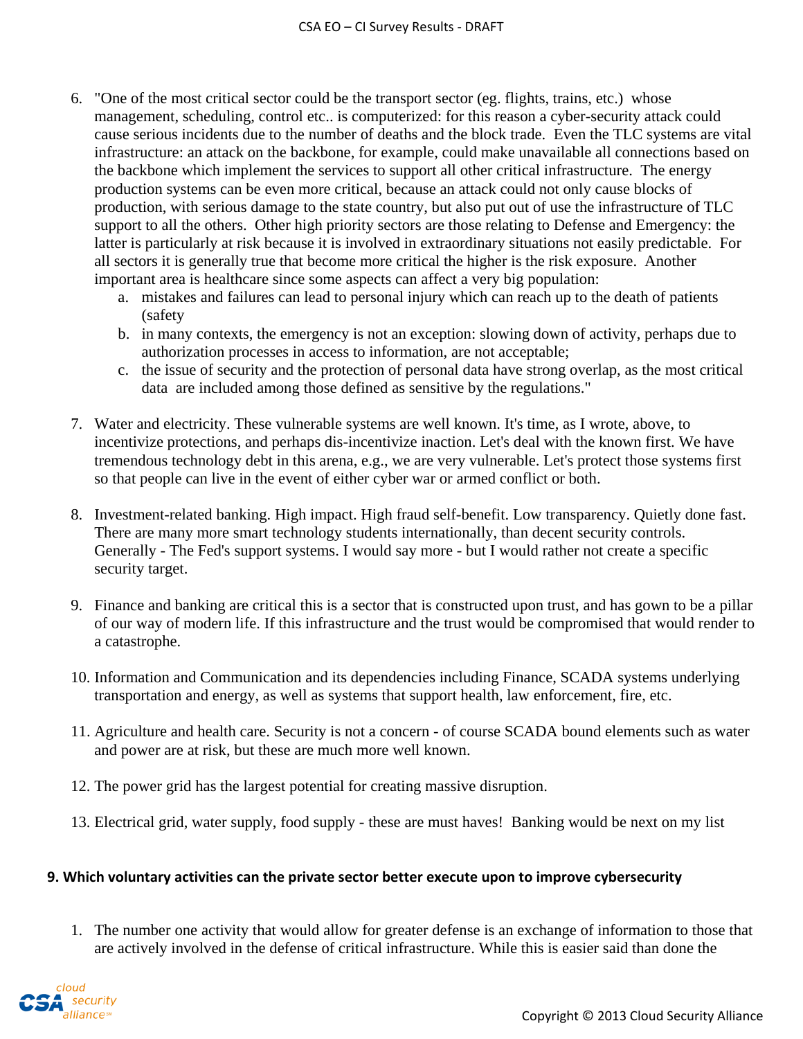6. "One of the most critical sector could be the transport sector (eg. flights, trains, etc.) whose management, scheduling, control etc.. is computerized: for this reason a cyber-security attack could cause serious incidents due to the number of deaths and the block trade. Even the TLC systems are vital infrastructure: an attack on the backbone, for example, could make unavailable all connections based on the backbone which implement the services to support all other critical infrastructure. The energy production systems can be even more critical, because an attack could not only cause blocks of production, with serious damage to the state country, but also put out of use the infrastructure of TLC support to all the others. Other high priority sectors are those relating to Defense and Emergency: the latter is particularly at risk because it is involved in extraordinary situations not easily predictable. For all sectors it is generally true that become more critical the higher is the risk exposure. Another important area is healthcare since some aspects can affect a very big population:
    a. mistakes and failures can lead to personal injury which can reach up to the death of patients (safety
    b. in many contexts, the emergency is not an exception: slowing down of activity, perhaps due to authorization processes in access to information, are not acceptable;
    c. the issue of security and the protection of personal data have strong overlap, as the most critical data are included among those defined as sensitive by the regulations."

7. Water and electricity. These vulnerable systems are well known. It's time, as I wrote, above, to incentivize protections, and perhaps dis-incentivize inaction. Let's deal with the known first. We have tremendous technology debt in this arena, e.g., we are very vulnerable. Let's protect those systems first so that people can live in the event of either cyber war or armed conflict or both.

8. Investment-related banking. High impact. High fraud self-benefit. Low transparency. Quietly done fast. There are many more smart technology students internationally, than decent security controls. Generally - The Fed's support systems. I would say more - but I would rather not create a specific security target.

9. Finance and banking are critical this is a sector that is constructed upon trust, and has gown to be a pillar of our way of modern life. If this infrastructure and the trust would be compromised that would render to a catastrophe.

10. Information and Communication and its dependencies including Finance, SCADA systems underlying transportation and energy, as well as systems that support health, law enforcement, fire, etc.

11. Agriculture and health care. Security is not a concern - of course SCADA bound elements such as water and power are at risk, but these are much more well known.

12. The power grid has the largest potential for creating massive disruption.

13. Electrical grid, water supply, food supply - these are must haves! Banking would be next on my list

#### 9. Which voluntary activities can the private sector better execute upon to improve cybersecurity

1. The number one activity that would allow for greater defense is an exchange of information to those that are actively involved in the defense of critical infrastructure. While this is easier said than done the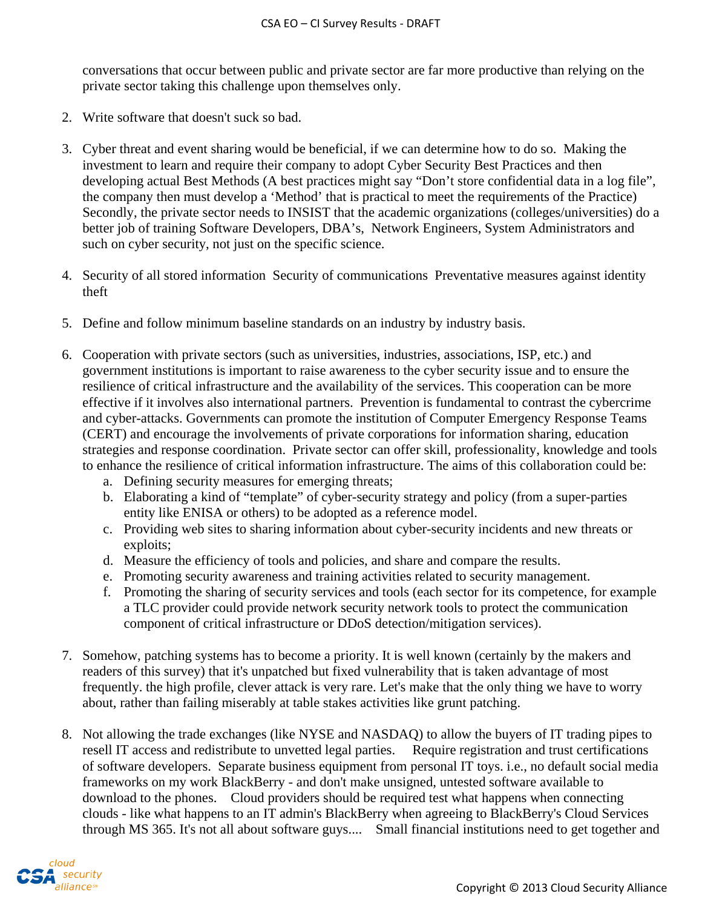conversations that occur between public and private sector are far more productive than relying on the private sector taking this challenge upon themselves only.

2. Write software that doesn't suck so bad.

3. Cyber threat and event sharing would be beneficial, if we can determine how to do so. Making the investment to learn and require their company to adopt Cyber Security Best Practices and then developing actual Best Methods (A best practices might say "Don't store confidential data in a log file", the company then must develop a 'Method' that is practical to meet the requirements of the Practice) Secondly, the private sector needs to INSIST that the academic organizations (colleges/universities) do a better job of training Software Developers, DBA's, Network Engineers, System Administrators and such on cyber security, not just on the specific science.

4. Security of all stored information Security of communications Preventative measures against identity theft

5. Define and follow minimum baseline standards on an industry by industry basis.

6. Cooperation with private sectors (such as universities, industries, associations, ISP, etc.) and government institutions is important to raise awareness to the cyber security issue and to ensure the resilience of critical infrastructure and the availability of the services. This cooperation can be more effective if it involves also international partners. Prevention is fundamental to contrast the cybercrime and cyber-attacks. Governments can promote the institution of Computer Emergency Response Teams (CERT) and encourage the involvements of private corporations for information sharing, education strategies and response coordination. Private sector can offer skill, professionality, knowledge and tools to enhance the resilience of critical information infrastructure. The aims of this collaboration could be:
   a. Defining security measures for emerging threats;
   b. Elaborating a kind of "template" of cyber-security strategy and policy (from a super-parties entity like ENISA or others) to be adopted as a reference model.
   c. Providing web sites to sharing information about cyber-security incidents and new threats or exploits;
   d. Measure the efficiency of tools and policies, and share and compare the results.
   e. Promoting security awareness and training activities related to security management.
   f. Promoting the sharing of security services and tools (each sector for its competence, for example a TLC provider could provide network security network tools to protect the communication component of critical infrastructure or DDoS detection/mitigation services).

7. Somehow, patching systems has to become a priority. It is well known (certainly by the makers and readers of this survey) that it's unpatched but fixed vulnerability that is taken advantage of most frequently. the high profile, clever attack is very rare. Let's make that the only thing we have to worry about, rather than failing miserably at table stakes activities like grunt patching.

8. Not allowing the trade exchanges (like NYSE and NASDAQ) to allow the buyers of IT trading pipes to resell IT access and redistribute to unvetted legal parties. Require registration and trust certifications of software developers. Separate business equipment from personal IT toys. i.e., no default social media frameworks on my work BlackBerry - and don't make unsigned, untested software available to download to the phones. Cloud providers should be required test what happens when connecting clouds - like what happens to an IT admin's BlackBerry when agreeing to BlackBerry's Cloud Services through MS 365. It's not all about software guys.... Small financial institutions need to get together and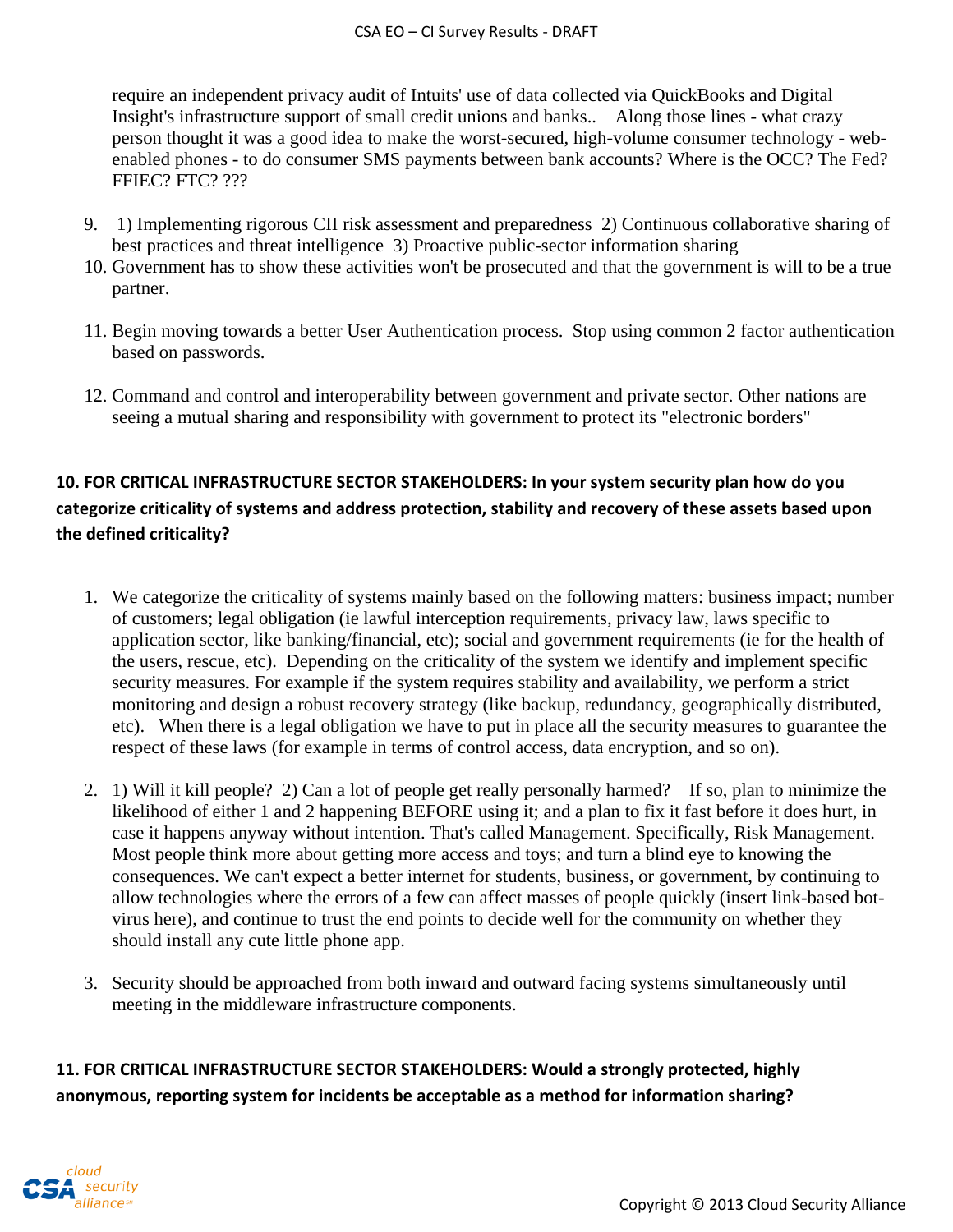require an independent privacy audit of Intuits' use of data collected via QuickBooks and Digital Insight's infrastructure support of small credit unions and banks.. Along those lines - what crazy person thought it was a good idea to make the worst-secured, high-volume consumer technology - web-enabled phones - to do consumer SMS payments between bank accounts? Where is the OCC? The Fed? FFIEC? FTC? ???

9. 1) Implementing rigorous CII risk assessment and preparedness 2) Continuous collaborative sharing of best practices and threat intelligence 3) Proactive public-sector information sharing
10. Government has to show these activities won't be prosecuted and that the government is will to be a true partner.
11. Begin moving towards a better User Authentication process. Stop using common 2 factor authentication based on passwords.
12. Command and control and interoperability between government and private sector. Other nations are seeing a mutual sharing and responsibility with government to protect its "electronic borders"

**10. FOR CRITICAL INFRASTRUCTURE SECTOR STAKEHOLDERS: In your system security plan how do you categorize criticality of systems and address protection, stability and recovery of these assets based upon the defined criticality?**

1. We categorize the criticality of systems mainly based on the following matters: business impact; number of customers; legal obligation (ie lawful interception requirements, privacy law, laws specific to application sector, like banking/financial, etc); social and government requirements (ie for the health of the users, rescue, etc). Depending on the criticality of the system we identify and implement specific security measures. For example if the system requires stability and availability, we perform a strict monitoring and design a robust recovery strategy (like backup, redundancy, geographically distributed, etc). When there is a legal obligation we have to put in place all the security measures to guarantee the respect of these laws (for example in terms of control access, data encryption, and so on).

2. 1) Will it kill people? 2) Can a lot of people get really personally harmed? If so, plan to minimize the likelihood of either 1 and 2 happening BEFORE using it; and a plan to fix it fast before it does hurt, in case it happens anyway without intention. That's called Management. Specifically, Risk Management. Most people think more about getting more access and toys; and turn a blind eye to knowing the consequences. We can't expect a better internet for students, business, or government, by continuing to allow technologies where the errors of a few can affect masses of people quickly (insert link-based bot-virus here), and continue to trust the end points to decide well for the community on whether they should install any cute little phone app.

3. Security should be approached from both inward and outward facing systems simultaneously until meeting in the middleware infrastructure components.

**11. FOR CRITICAL INFRASTRUCTURE SECTOR STAKEHOLDERS: Would a strongly protected, highly anonymous, reporting system for incidents be acceptable as a method for information sharing?**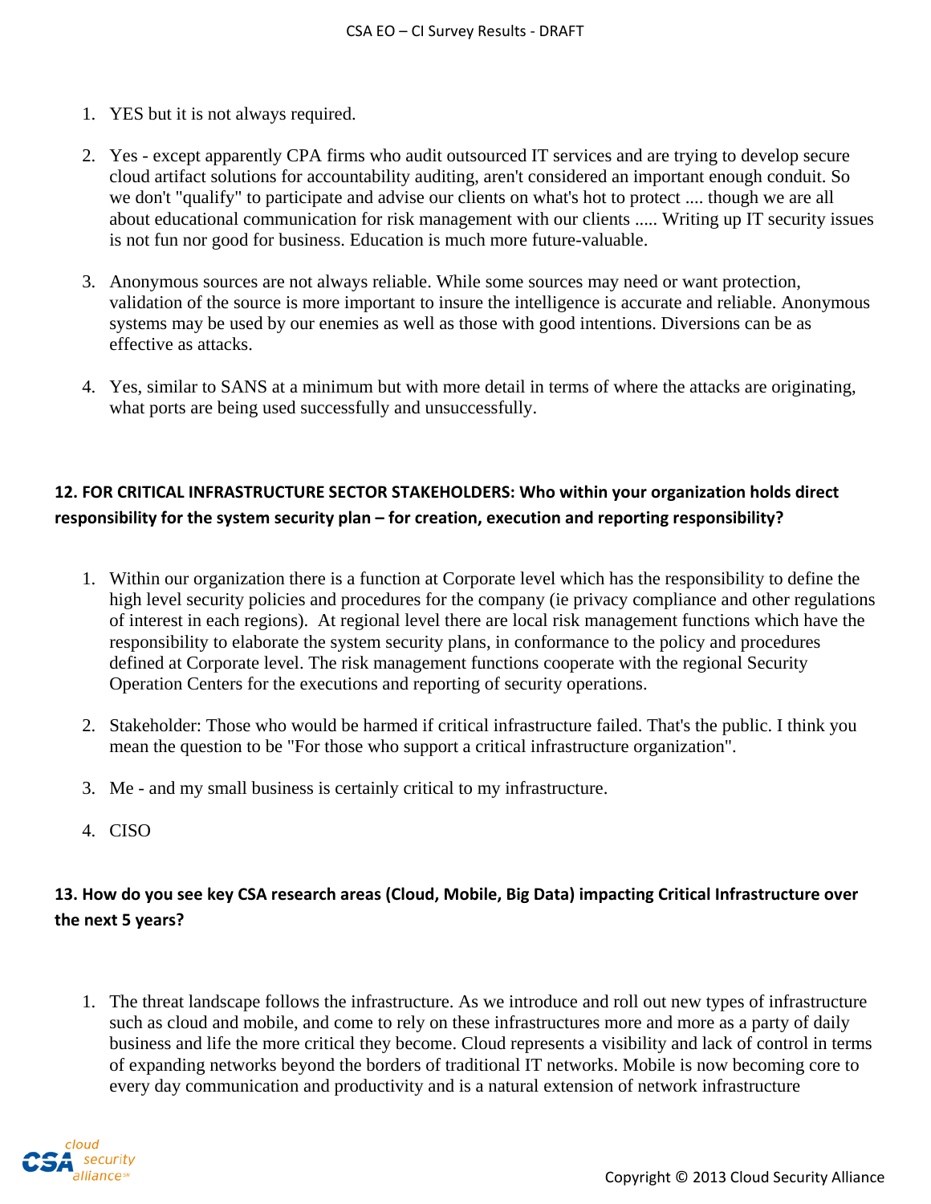1. YES but it is not always required.

2. Yes - except apparently CPA firms who audit outsourced IT services and are trying to develop secure cloud artifact solutions for accountability auditing, aren't considered an important enough conduit. So we don't "qualify" to participate and advise our clients on what's hot to protect .... though we are all about educational communication for risk management with our clients ..... Writing up IT security issues is not fun nor good for business. Education is much more future-valuable.

3. Anonymous sources are not always reliable. While some sources may need or want protection, validation of the source is more important to insure the intelligence is accurate and reliable. Anonymous systems may be used by our enemies as well as those with good intentions. Diversions can be as effective as attacks.

4. Yes, similar to SANS at a minimum but with more detail in terms of where the attacks are originating, what ports are being used successfully and unsuccessfully.

### 12. FOR CRITICAL INFRASTRUCTURE SECTOR STAKEHOLDERS: Who within your organization holds direct responsibility for the system security plan – for creation, execution and reporting responsibility?

1. Within our organization there is a function at Corporate level which has the responsibility to define the high level security policies and procedures for the company (ie privacy compliance and other regulations of interest in each regions). At regional level there are local risk management functions which have the responsibility to elaborate the system security plans, in conformance to the policy and procedures defined at Corporate level. The risk management functions cooperate with the regional Security Operation Centers for the executions and reporting of security operations.

2. Stakeholder: Those who would be harmed if critical infrastructure failed. That's the public. I think you mean the question to be "For those who support a critical infrastructure organization".

3. Me - and my small business is certainly critical to my infrastructure.

4. CISO

### 13. How do you see key CSA research areas (Cloud, Mobile, Big Data) impacting Critical Infrastructure over the next 5 years?

1. The threat landscape follows the infrastructure. As we introduce and roll out new types of infrastructure such as cloud and mobile, and come to rely on these infrastructures more and more as a party of daily business and life the more critical they become. Cloud represents a visibility and lack of control in terms of expanding networks beyond the borders of traditional IT networks. Mobile is now becoming core to every day communication and productivity and is a natural extension of network infrastructure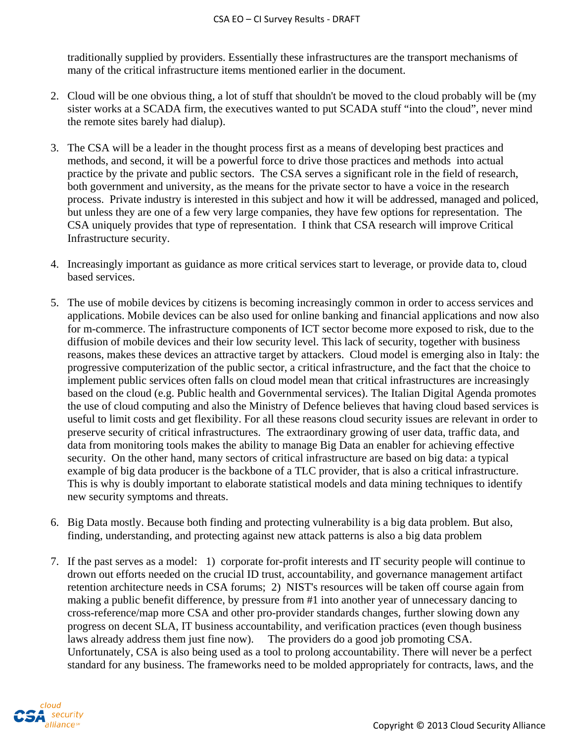traditionally supplied by providers. Essentially these infrastructures are the transport mechanisms of many of the critical infrastructure items mentioned earlier in the document.

2. Cloud will be one obvious thing, a lot of stuff that shouldn't be moved to the cloud probably will be (my sister works at a SCADA firm, the executives wanted to put SCADA stuff "into the cloud", never mind the remote sites barely had dialup).

3. The CSA will be a leader in the thought process first as a means of developing best practices and methods, and second, it will be a powerful force to drive those practices and methods into actual practice by the private and public sectors. The CSA serves a significant role in the field of research, both government and university, as the means for the private sector to have a voice in the research process. Private industry is interested in this subject and how it will be addressed, managed and policed, but unless they are one of a few very large companies, they have few options for representation. The CSA uniquely provides that type of representation. I think that CSA research will improve Critical Infrastructure security.

4. Increasingly important as guidance as more critical services start to leverage, or provide data to, cloud based services.

5. The use of mobile devices by citizens is becoming increasingly common in order to access services and applications. Mobile devices can be also used for online banking and financial applications and now also for m-commerce. The infrastructure components of ICT sector become more exposed to risk, due to the diffusion of mobile devices and their low security level. This lack of security, together with business reasons, makes these devices an attractive target by attackers. Cloud model is emerging also in Italy: the progressive computerization of the public sector, a critical infrastructure, and the fact that the choice to implement public services often falls on cloud model mean that critical infrastructures are increasingly based on the cloud (e.g. Public health and Governmental services). The Italian Digital Agenda promotes the use of cloud computing and also the Ministry of Defence believes that having cloud based services is useful to limit costs and get flexibility. For all these reasons cloud security issues are relevant in order to preserve security of critical infrastructures. The extraordinary growing of user data, traffic data, and data from monitoring tools makes the ability to manage Big Data an enabler for achieving effective security. On the other hand, many sectors of critical infrastructure are based on big data: a typical example of big data producer is the backbone of a TLC provider, that is also a critical infrastructure. This is why is doubly important to elaborate statistical models and data mining techniques to identify new security symptoms and threats.

6. Big Data mostly. Because both finding and protecting vulnerability is a big data problem. But also, finding, understanding, and protecting against new attack patterns is also a big data problem

7. If the past serves as a model: 1) corporate for-profit interests and IT security people will continue to drown out efforts needed on the crucial ID trust, accountability, and governance management artifact retention architecture needs in CSA forums; 2) NIST's resources will be taken off course again from making a public benefit difference, by pressure from #1 into another year of unnecessary dancing to cross-reference/map more CSA and other pro-provider standards changes, further slowing down any progress on decent SLA, IT business accountability, and verification practices (even though business laws already address them just fine now). The providers do a good job promoting CSA. Unfortunately, CSA is also being used as a tool to prolong accountability. There will never be a perfect standard for any business. The frameworks need to be molded appropriately for contracts, laws, and the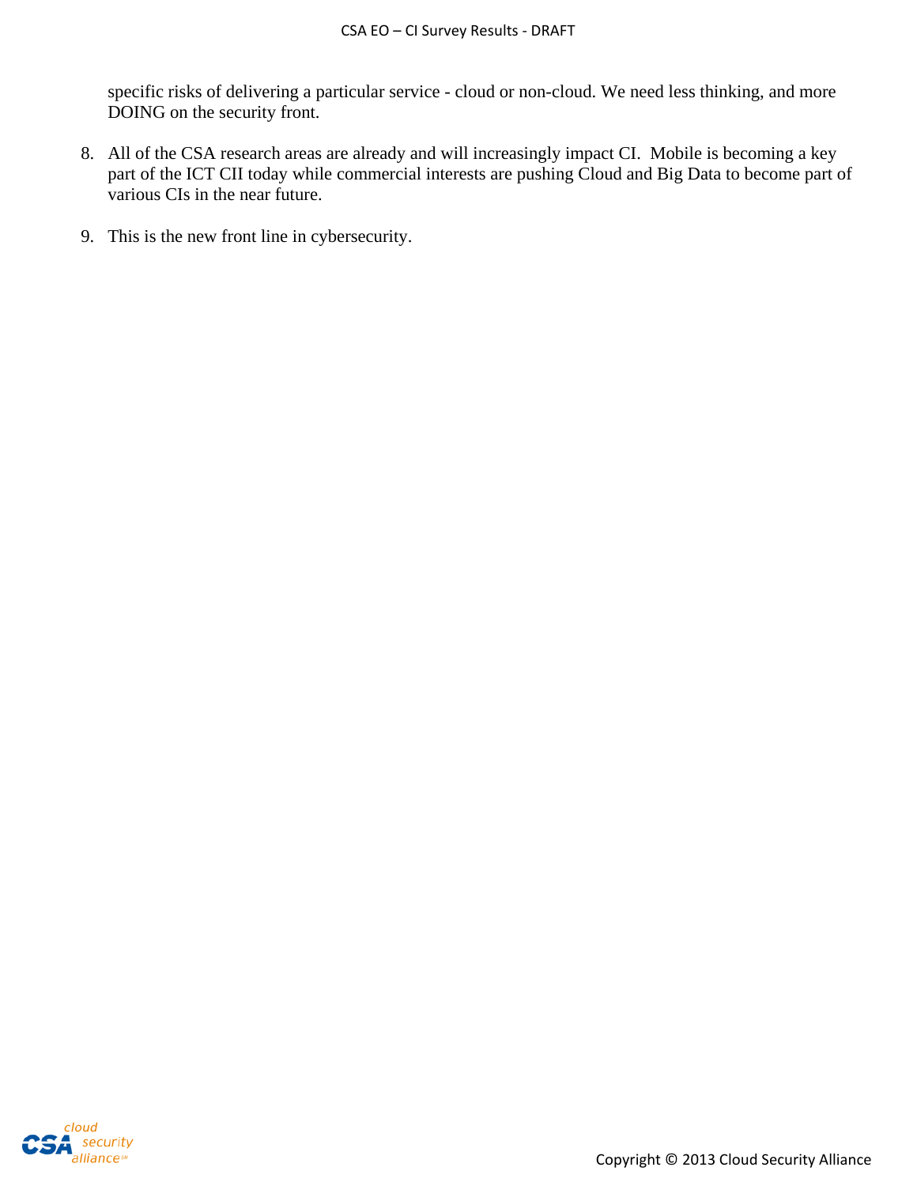specific risks of delivering a particular service - cloud or non-cloud. We need less thinking, and more DOING on the security front.

8. All of the CSA research areas are already and will increasingly impact CI. Mobile is becoming a key part of the ICT CII today while commercial interests are pushing Cloud and Big Data to become part of various CIs in the near future.

9. This is the new front line in cybersecurity.